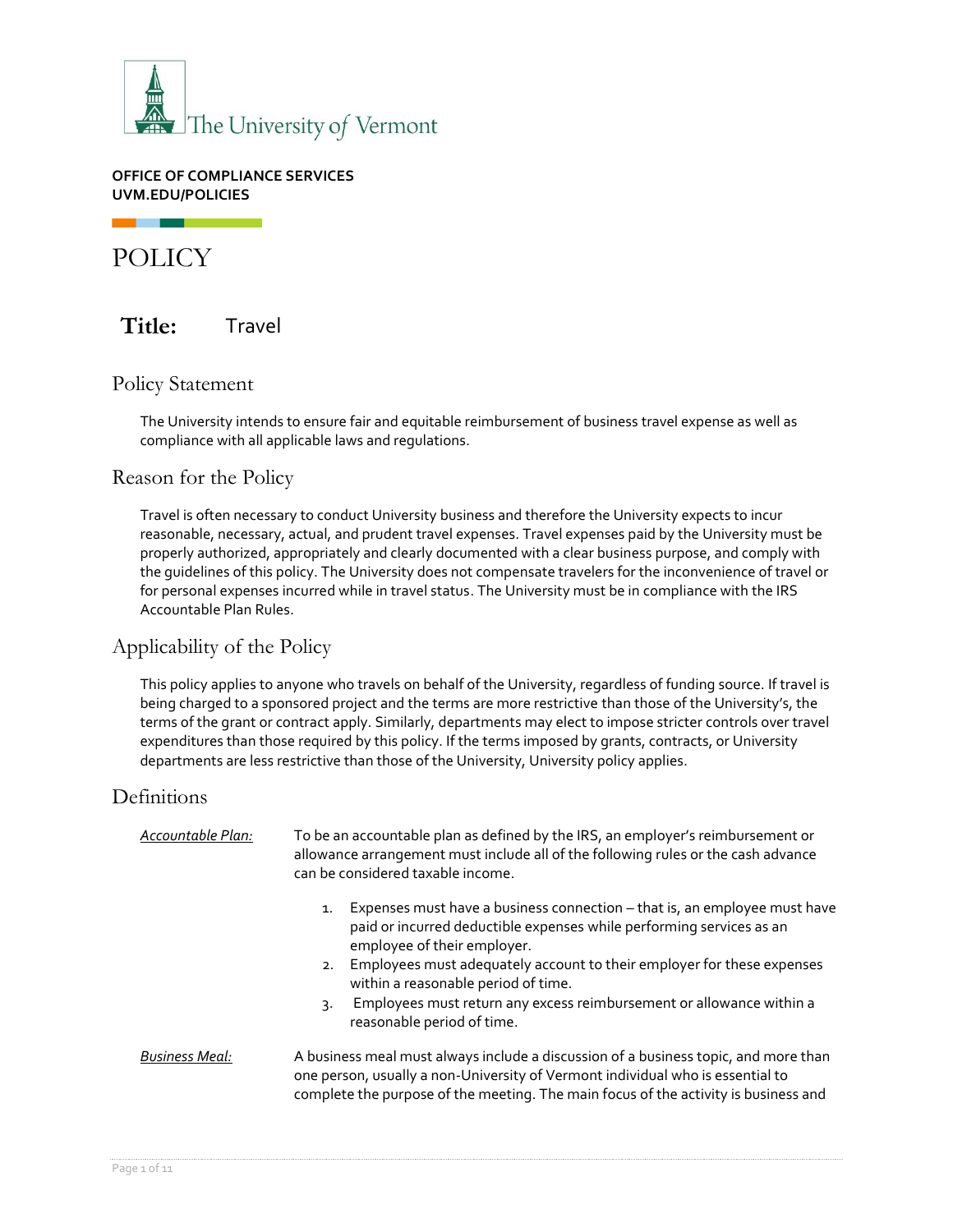The University of Vermont

**OFFICE OF COMPLIANCE SERVICES**
**UVM.EDU/POLICIES**

# POLICY

## Title: Travel

## Policy Statement

The University intends to ensure fair and equitable reimbursement of business travel expense as well as compliance with all applicable laws and regulations.

## Reason for the Policy

Travel is often necessary to conduct University business and therefore the University expects to incur reasonable, necessary, actual, and prudent travel expenses. Travel expenses paid by the University must be properly authorized, appropriately and clearly documented with a clear business purpose, and comply with the guidelines of this policy. The University does not compensate travelers for the inconvenience of travel or for personal expenses incurred while in travel status. The University must be in compliance with the IRS Accountable Plan Rules.

## Applicability of the Policy

This policy applies to anyone who travels on behalf of the University, regardless of funding source. If travel is being charged to a sponsored project and the terms are more restrictive than those of the University's, the terms of the grant or contract apply. Similarly, departments may elect to impose stricter controls over travel expenditures than those required by this policy. If the terms imposed by grants, contracts, or University departments are less restrictive than those of the University, University policy applies.

## Definitions

*Accountable Plan:* To be an accountable plan as defined by the IRS, an employer's reimbursement or allowance arrangement must include all of the following rules or the cash advance can be considered taxable income.

1. Expenses must have a business connection – that is, an employee must have paid or incurred deductible expenses while performing services as an employee of their employer.
2. Employees must adequately account to their employer for these expenses within a reasonable period of time.
3. Employees must return any excess reimbursement or allowance within a reasonable period of time.

*Business Meal:* A business meal must always include a discussion of a business topic, and more than one person, usually a non-University of Vermont individual who is essential to complete the purpose of the meeting. The main focus of the activity is business and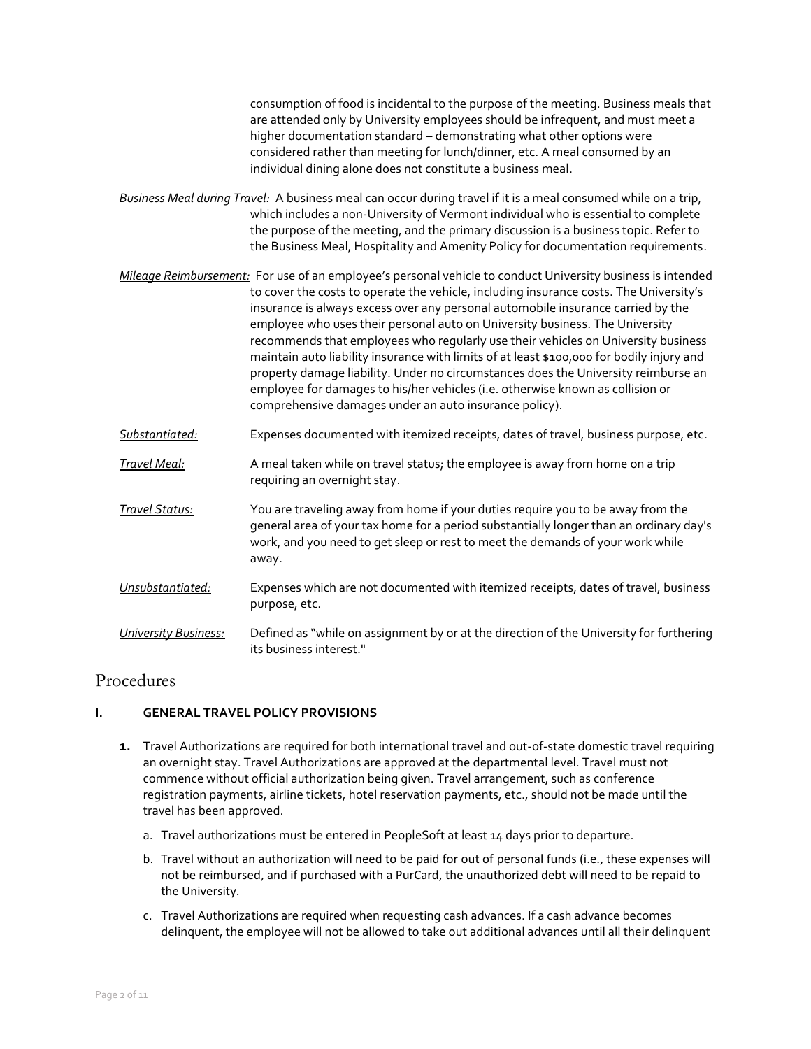consumption of food is incidental to the purpose of the meeting. Business meals that are attended only by University employees should be infrequent, and must meet a higher documentation standard – demonstrating what other options were considered rather than meeting for lunch/dinner, etc. A meal consumed by an individual dining alone does not constitute a business meal.

***Business Meal during Travel:*** A business meal can occur during travel if it is a meal consumed while on a trip, which includes a non-University of Vermont individual who is essential to complete the purpose of the meeting, and the primary discussion is a business topic. Refer to the Business Meal, Hospitality and Amenity Policy for documentation requirements.

***Mileage Reimbursement:*** For use of an employee's personal vehicle to conduct University business is intended to cover the costs to operate the vehicle, including insurance costs. The University's insurance is always excess over any personal automobile insurance carried by the employee who uses their personal auto on University business. The University recommends that employees who regularly use their vehicles on University business maintain auto liability insurance with limits of at least $100,000 for bodily injury and property damage liability. Under no circumstances does the University reimburse an employee for damages to his/her vehicles (i.e. otherwise known as collision or comprehensive damages under an auto insurance policy).

***Substantiated:*** Expenses documented with itemized receipts, dates of travel, business purpose, etc.

***Travel Meal:*** A meal taken while on travel status; the employee is away from home on a trip requiring an overnight stay.

***Travel Status:*** You are traveling away from home if your duties require you to be away from the general area of your tax home for a period substantially longer than an ordinary day's work, and you need to get sleep or rest to meet the demands of your work while away.

***Unsubstantiated:*** Expenses which are not documented with itemized receipts, dates of travel, business purpose, etc.

***University Business:*** Defined as "while on assignment by or at the direction of the University for furthering its business interest."

## Procedures

### I. GENERAL TRAVEL POLICY PROVISIONS

1. Travel Authorizations are required for both international travel and out-of-state domestic travel requiring an overnight stay. Travel Authorizations are approved at the departmental level. Travel must not commence without official authorization being given. Travel arrangement, such as conference registration payments, airline tickets, hotel reservation payments, etc., should not be made until the travel has been approved.
   a. Travel authorizations must be entered in PeopleSoft at least 14 days prior to departure.
   b. Travel without an authorization will need to be paid for out of personal funds (i.e., these expenses will not be reimbursed, and if purchased with a PurCard, the unauthorized debt will need to be repaid to the University.
   c. Travel Authorizations are required when requesting cash advances. If a cash advance becomes delinquent, the employee will not be allowed to take out additional advances until all their delinquent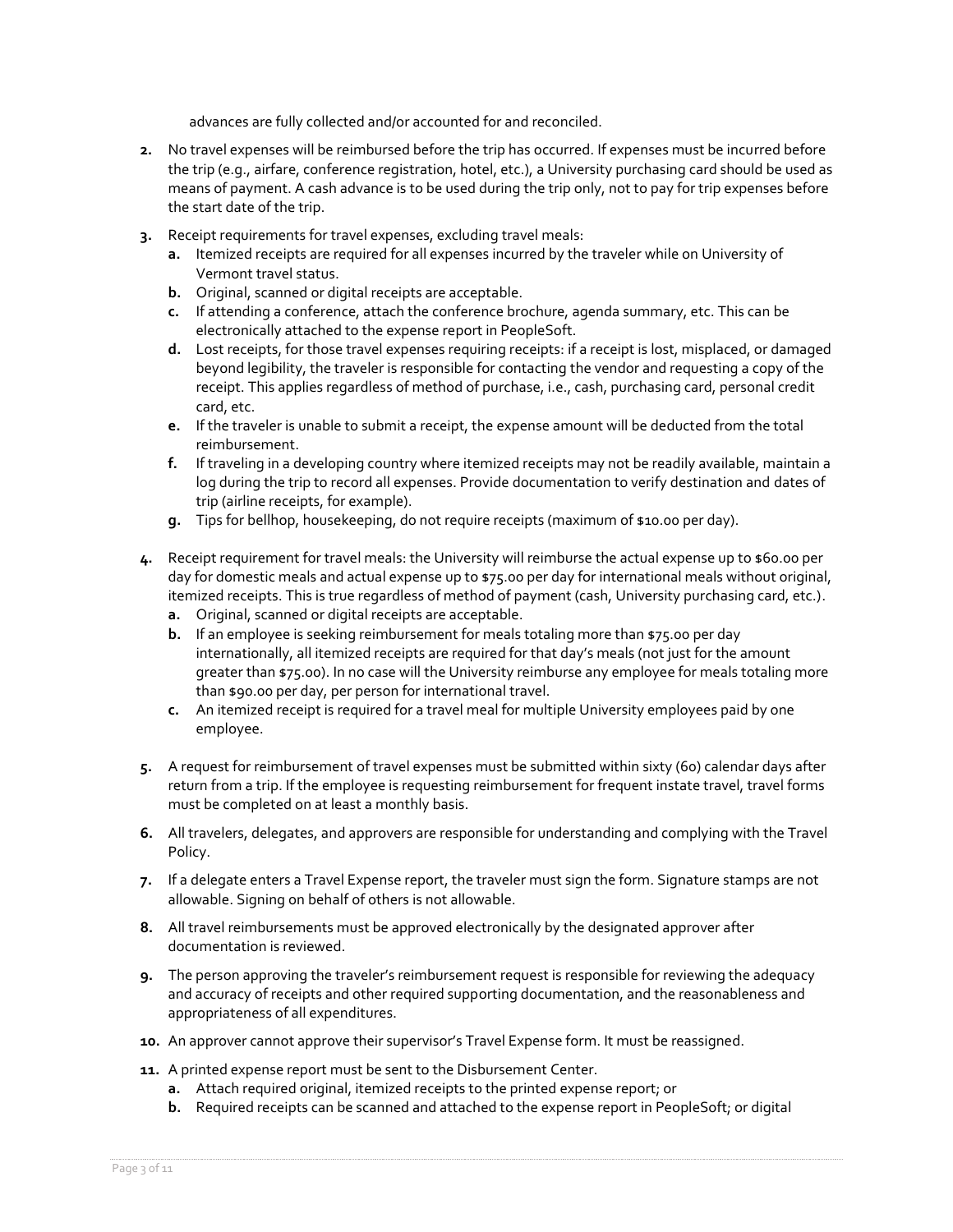advances are fully collected and/or accounted for and reconciled.

2. No travel expenses will be reimbursed before the trip has occurred. If expenses must be incurred before the trip (e.g., airfare, conference registration, hotel, etc.), a University purchasing card should be used as means of payment. A cash advance is to be used during the trip only, not to pay for trip expenses before the start date of the trip.
3. Receipt requirements for travel expenses, excluding travel meals:
   a. Itemized receipts are required for all expenses incurred by the traveler while on University of Vermont travel status.
   b. Original, scanned or digital receipts are acceptable.
   c. If attending a conference, attach the conference brochure, agenda summary, etc. This can be electronically attached to the expense report in PeopleSoft.
   d. Lost receipts, for those travel expenses requiring receipts: if a receipt is lost, misplaced, or damaged beyond legibility, the traveler is responsible for contacting the vendor and requesting a copy of the receipt. This applies regardless of method of purchase, i.e., cash, purchasing card, personal credit card, etc.
   e. If the traveler is unable to submit a receipt, the expense amount will be deducted from the total reimbursement.
   f. If traveling in a developing country where itemized receipts may not be readily available, maintain a log during the trip to record all expenses. Provide documentation to verify destination and dates of trip (airline receipts, for example).
   g. Tips for bellhop, housekeeping, do not require receipts (maximum of $10.00 per day).
4. Receipt requirement for travel meals: the University will reimburse the actual expense up to $60.00 per day for domestic meals and actual expense up to $75.00 per day for international meals without original, itemized receipts. This is true regardless of method of payment (cash, University purchasing card, etc.).
   a. Original, scanned or digital receipts are acceptable.
   b. If an employee is seeking reimbursement for meals totaling more than $75.00 per day internationally, all itemized receipts are required for that day's meals (not just for the amount greater than $75.00). In no case will the University reimburse any employee for meals totaling more than $90.00 per day, per person for international travel.
   c. An itemized receipt is required for a travel meal for multiple University employees paid by one employee.
5. A request for reimbursement of travel expenses must be submitted within sixty (60) calendar days after return from a trip. If the employee is requesting reimbursement for frequent instate travel, travel forms must be completed on at least a monthly basis.
6. All travelers, delegates, and approvers are responsible for understanding and complying with the Travel Policy.
7. If a delegate enters a Travel Expense report, the traveler must sign the form. Signature stamps are not allowable. Signing on behalf of others is not allowable.
8. All travel reimbursements must be approved electronically by the designated approver after documentation is reviewed.
9. The person approving the traveler's reimbursement request is responsible for reviewing the adequacy and accuracy of receipts and other required supporting documentation, and the reasonableness and appropriateness of all expenditures.
10. An approver cannot approve their supervisor's Travel Expense form. It must be reassigned.
11. A printed expense report must be sent to the Disbursement Center.
    a. Attach required original, itemized receipts to the printed expense report; or
    b. Required receipts can be scanned and attached to the expense report in PeopleSoft; or digital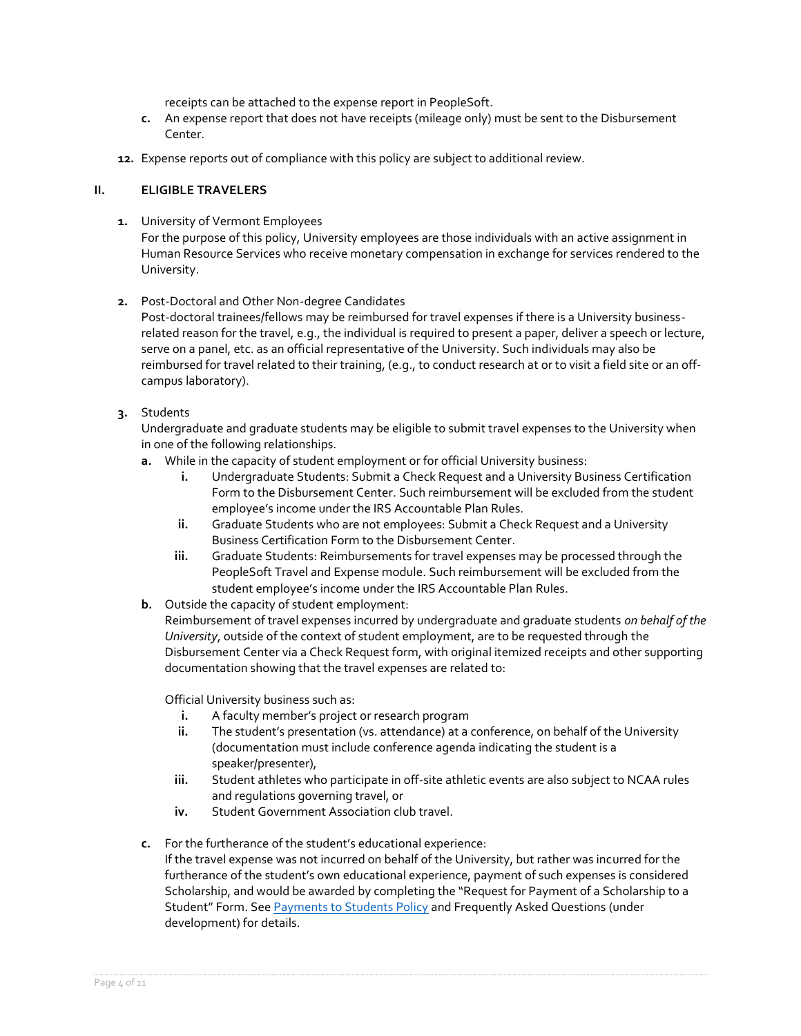receipts can be attached to the expense report in PeopleSoft.

c. An expense report that does not have receipts (mileage only) must be sent to the Disbursement Center.

12. Expense reports out of compliance with this policy are subject to additional review.

## II. ELIGIBLE TRAVELERS

1. University of Vermont Employees
   For the purpose of this policy, University employees are those individuals with an active assignment in Human Resource Services who receive monetary compensation in exchange for services rendered to the University.

2. Post-Doctoral and Other Non-degree Candidates
   Post-doctoral trainees/fellows may be reimbursed for travel expenses if there is a University business-related reason for the travel, e.g., the individual is required to present a paper, deliver a speech or lecture, serve on a panel, etc. as an official representative of the University. Such individuals may also be reimbursed for travel related to their training, (e.g., to conduct research at or to visit a field site or an off-campus laboratory).

3. Students
   Undergraduate and graduate students may be eligible to submit travel expenses to the University when in one of the following relationships.

   a. While in the capacity of student employment or for official University business:
      i. Undergraduate Students: Submit a Check Request and a University Business Certification Form to the Disbursement Center. Such reimbursement will be excluded from the student employee's income under the IRS Accountable Plan Rules.
      ii. Graduate Students who are not employees: Submit a Check Request and a University Business Certification Form to the Disbursement Center.
      iii. Graduate Students: Reimbursements for travel expenses may be processed through the PeopleSoft Travel and Expense module. Such reimbursement will be excluded from the student employee's income under the IRS Accountable Plan Rules.

   b. Outside the capacity of student employment:
      Reimbursement of travel expenses incurred by undergraduate and graduate students *on behalf of the University*, outside of the context of student employment, are to be requested through the Disbursement Center via a Check Request form, with original itemized receipts and other supporting documentation showing that the travel expenses are related to:

      Official University business such as:
      i. A faculty member's project or research program
      ii. The student's presentation (vs. attendance) at a conference, on behalf of the University (documentation must include conference agenda indicating the student is a speaker/presenter),
      iii. Student athletes who participate in off-site athletic events are also subject to NCAA rules and regulations governing travel, or
      iv. Student Government Association club travel.

   c. For the furtherance of the student's educational experience:
      If the travel expense was not incurred on behalf of the University, but rather was incurred for the furtherance of the student's own educational experience, payment of such expenses is considered Scholarship, and would be awarded by completing the "Request for Payment of a Scholarship to a Student" Form. See Payments to Students Policy and Frequently Asked Questions (under development) for details.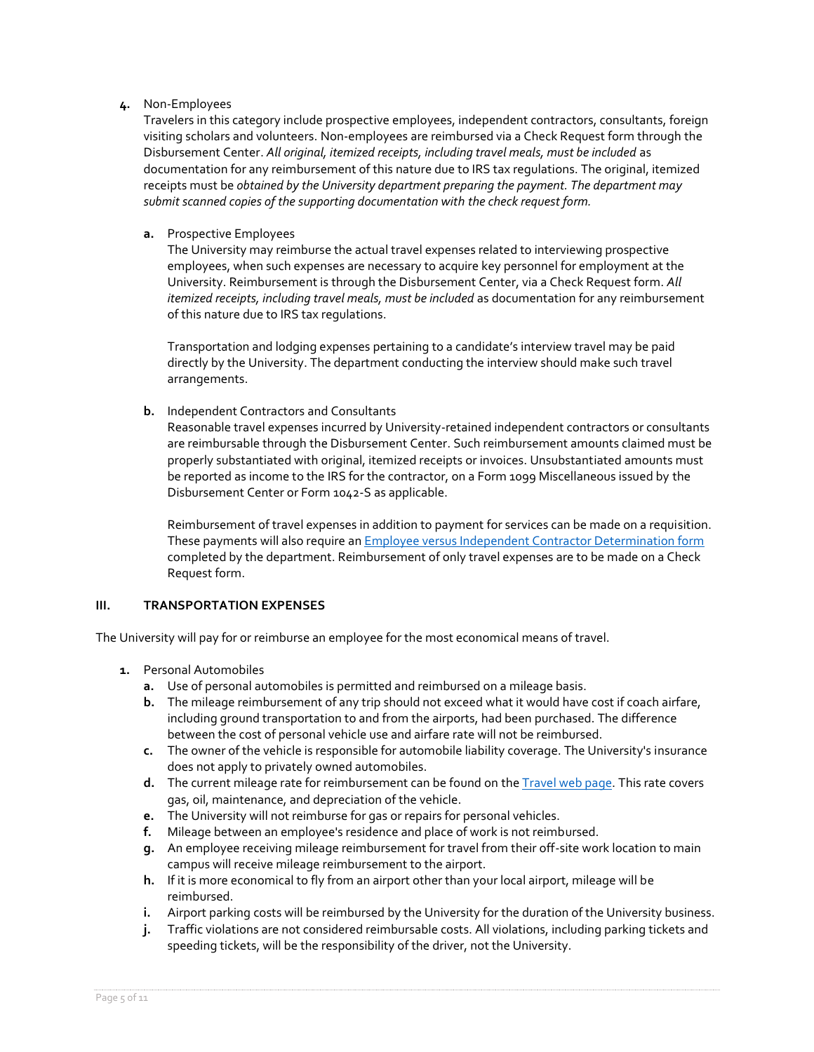4. Non-Employees

   Travelers in this category include prospective employees, independent contractors, consultants, foreign visiting scholars and volunteers. Non-employees are reimbursed via a Check Request form through the Disbursement Center. *All original, itemized receipts, including travel meals, must be included* as documentation for any reimbursement of this nature due to IRS tax regulations. The original, itemized receipts must be *obtained by the University department preparing the payment. The department may submit scanned copies of the supporting documentation with the check request form.*

   **a.** Prospective Employees

   The University may reimburse the actual travel expenses related to interviewing prospective employees, when such expenses are necessary to acquire key personnel for employment at the University. Reimbursement is through the Disbursement Center, via a Check Request form. *All itemized receipts, including travel meals, must be included* as documentation for any reimbursement of this nature due to IRS tax regulations.

   Transportation and lodging expenses pertaining to a candidate's interview travel may be paid directly by the University. The department conducting the interview should make such travel arrangements.

   **b.** Independent Contractors and Consultants

   Reasonable travel expenses incurred by University-retained independent contractors or consultants are reimbursable through the Disbursement Center. Such reimbursement amounts claimed must be properly substantiated with original, itemized receipts or invoices. Unsubstantiated amounts must be reported as income to the IRS for the contractor, on a Form 1099 Miscellaneous issued by the Disbursement Center or Form 1042-S as applicable.

   Reimbursement of travel expenses in addition to payment for services can be made on a requisition. These payments will also require an Employee versus Independent Contractor Determination form completed by the department. Reimbursement of only travel expenses are to be made on a Check Request form.

## III. TRANSPORTATION EXPENSES

The University will pay for or reimburse an employee for the most economical means of travel.

1. Personal Automobiles
   - **a.** Use of personal automobiles is permitted and reimbursed on a mileage basis.
   - **b.** The mileage reimbursement of any trip should not exceed what it would have cost if coach airfare, including ground transportation to and from the airports, had been purchased. The difference between the cost of personal vehicle use and airfare rate will not be reimbursed.
   - **c.** The owner of the vehicle is responsible for automobile liability coverage. The University's insurance does not apply to privately owned automobiles.
   - **d.** The current mileage rate for reimbursement can be found on the Travel web page. This rate covers gas, oil, maintenance, and depreciation of the vehicle.
   - **e.** The University will not reimburse for gas or repairs for personal vehicles.
   - **f.** Mileage between an employee's residence and place of work is not reimbursed.
   - **g.** An employee receiving mileage reimbursement for travel from their off-site work location to main campus will receive mileage reimbursement to the airport.
   - **h.** If it is more economical to fly from an airport other than your local airport, mileage will be reimbursed.
   - **i.** Airport parking costs will be reimbursed by the University for the duration of the University business.
   - **j.** Traffic violations are not considered reimbursable costs. All violations, including parking tickets and speeding tickets, will be the responsibility of the driver, not the University.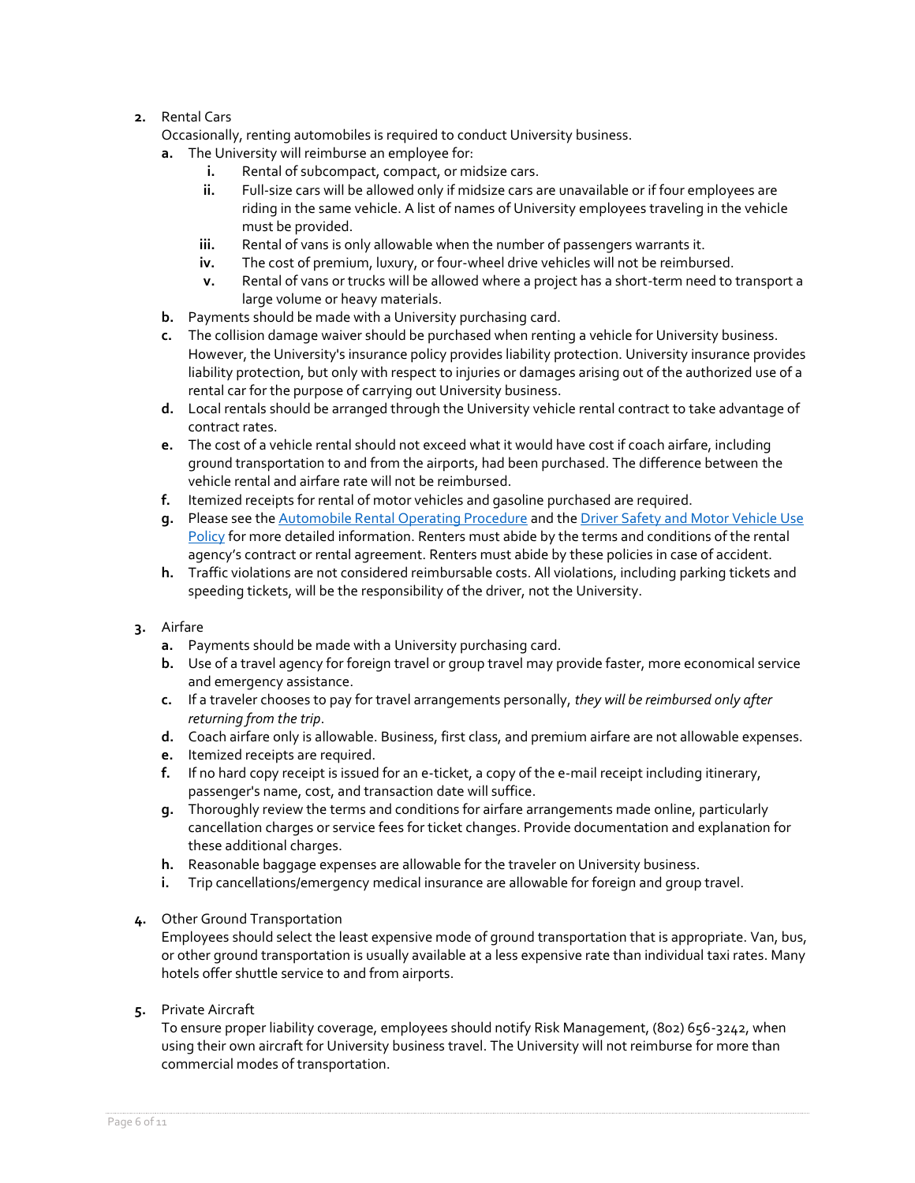2. Rental Cars
   Occasionally, renting automobiles is required to conduct University business.
   a. The University will reimburse an employee for:
      i. Rental of subcompact, compact, or midsize cars.
      ii. Full-size cars will be allowed only if midsize cars are unavailable or if four employees are riding in the same vehicle. A list of names of University employees traveling in the vehicle must be provided.
      iii. Rental of vans is only allowable when the number of passengers warrants it.
      iv. The cost of premium, luxury, or four-wheel drive vehicles will not be reimbursed.
      v. Rental of vans or trucks will be allowed where a project has a short-term need to transport a large volume or heavy materials.
   b. Payments should be made with a University purchasing card.
   c. The collision damage waiver should be purchased when renting a vehicle for University business. However, the University's insurance policy provides liability protection. University insurance provides liability protection, but only with respect to injuries or damages arising out of the authorized use of a rental car for the purpose of carrying out University business.
   d. Local rentals should be arranged through the University vehicle rental contract to take advantage of contract rates.
   e. The cost of a vehicle rental should not exceed what it would have cost if coach airfare, including ground transportation to and from the airports, had been purchased. The difference between the vehicle rental and airfare rate will not be reimbursed.
   f. Itemized receipts for rental of motor vehicles and gasoline purchased are required.
   g. Please see the [Automobile Rental Operating Procedure]() and the [Driver Safety and Motor Vehicle Use Policy]() for more detailed information. Renters must abide by the terms and conditions of the rental agency's contract or rental agreement. Renters must abide by these policies in case of accident.
   h. Traffic violations are not considered reimbursable costs. All violations, including parking tickets and speeding tickets, will be the responsibility of the driver, not the University.

3. Airfare
   a. Payments should be made with a University purchasing card.
   b. Use of a travel agency for foreign travel or group travel may provide faster, more economical service and emergency assistance.
   c. If a traveler chooses to pay for travel arrangements personally, *they will be reimbursed only after returning from the trip*.
   d. Coach airfare only is allowable. Business, first class, and premium airfare are not allowable expenses.
   e. Itemized receipts are required.
   f. If no hard copy receipt is issued for an e-ticket, a copy of the e-mail receipt including itinerary, passenger's name, cost, and transaction date will suffice.
   g. Thoroughly review the terms and conditions for airfare arrangements made online, particularly cancellation charges or service fees for ticket changes. Provide documentation and explanation for these additional charges.
   h. Reasonable baggage expenses are allowable for the traveler on University business.
   i. Trip cancellations/emergency medical insurance are allowable for foreign and group travel.

4. Other Ground Transportation
   Employees should select the least expensive mode of ground transportation that is appropriate. Van, bus, or other ground transportation is usually available at a less expensive rate than individual taxi rates. Many hotels offer shuttle service to and from airports.

5. Private Aircraft
   To ensure proper liability coverage, employees should notify Risk Management, (802) 656-3242, when using their own aircraft for University business travel. The University will not reimburse for more than commercial modes of transportation.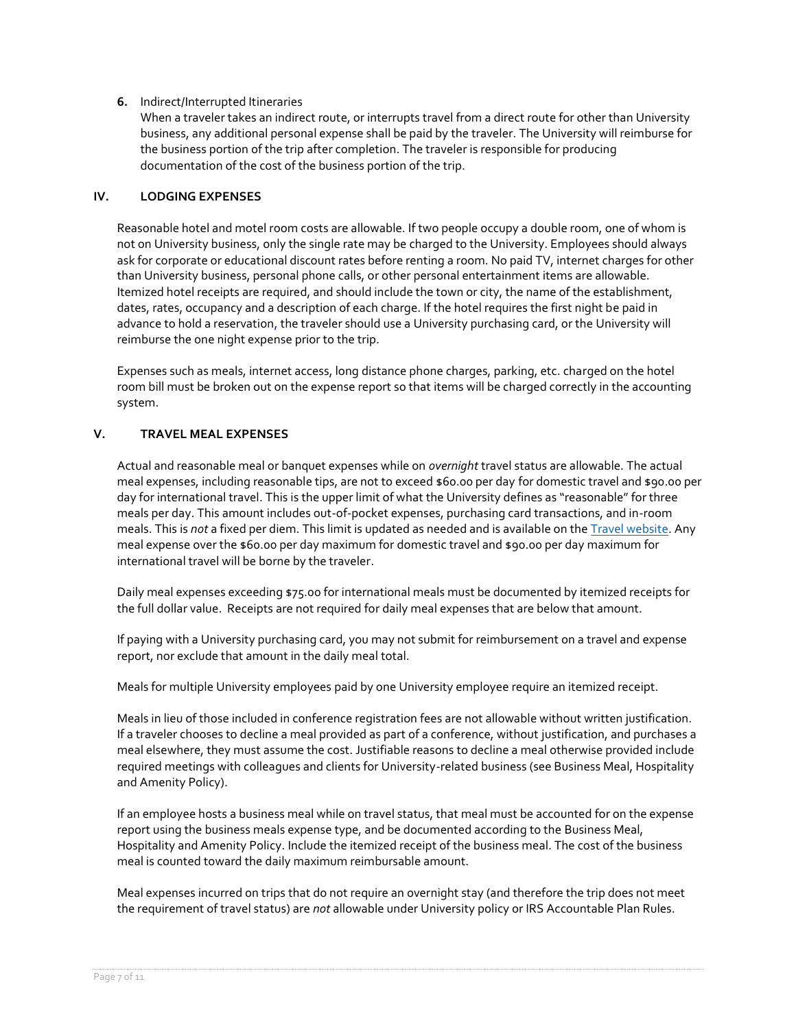**6.** Indirect/Interrupted Itineraries

When a traveler takes an indirect route, or interrupts travel from a direct route for other than University business, any additional personal expense shall be paid by the traveler. The University will reimburse for the business portion of the trip after completion. The traveler is responsible for producing documentation of the cost of the business portion of the trip.

## IV. LODGING EXPENSES

Reasonable hotel and motel room costs are allowable. If two people occupy a double room, one of whom is not on University business, only the single rate may be charged to the University. Employees should always ask for corporate or educational discount rates before renting a room. No paid TV, internet charges for other than University business, personal phone calls, or other personal entertainment items are allowable. Itemized hotel receipts are required, and should include the town or city, the name of the establishment, dates, rates, occupancy and a description of each charge. If the hotel requires the first night be paid in advance to hold a reservation, the traveler should use a University purchasing card, or the University will reimburse the one night expense prior to the trip.

Expenses such as meals, internet access, long distance phone charges, parking, etc. charged on the hotel room bill must be broken out on the expense report so that items will be charged correctly in the accounting system.

## V. TRAVEL MEAL EXPENSES

Actual and reasonable meal or banquet expenses while on *overnight* travel status are allowable. The actual meal expenses, including reasonable tips, are not to exceed $60.00 per day for domestic travel and $90.00 per day for international travel. This is the upper limit of what the University defines as "reasonable" for three meals per day. This amount includes out-of-pocket expenses, purchasing card transactions, and in-room meals. This is *not* a fixed per diem. This limit is updated as needed and is available on the Travel website. Any meal expense over the $60.00 per day maximum for domestic travel and $90.00 per day maximum for international travel will be borne by the traveler.

Daily meal expenses exceeding $75.00 for international meals must be documented by itemized receipts for the full dollar value. Receipts are not required for daily meal expenses that are below that amount.

If paying with a University purchasing card, you may not submit for reimbursement on a travel and expense report, nor exclude that amount in the daily meal total.

Meals for multiple University employees paid by one University employee require an itemized receipt.

Meals in lieu of those included in conference registration fees are not allowable without written justification. If a traveler chooses to decline a meal provided as part of a conference, without justification, and purchases a meal elsewhere, they must assume the cost. Justifiable reasons to decline a meal otherwise provided include required meetings with colleagues and clients for University-related business (see Business Meal, Hospitality and Amenity Policy).

If an employee hosts a business meal while on travel status, that meal must be accounted for on the expense report using the business meals expense type, and be documented according to the Business Meal, Hospitality and Amenity Policy. Include the itemized receipt of the business meal. The cost of the business meal is counted toward the daily maximum reimbursable amount.

Meal expenses incurred on trips that do not require an overnight stay (and therefore the trip does not meet the requirement of travel status) are *not* allowable under University policy or IRS Accountable Plan Rules.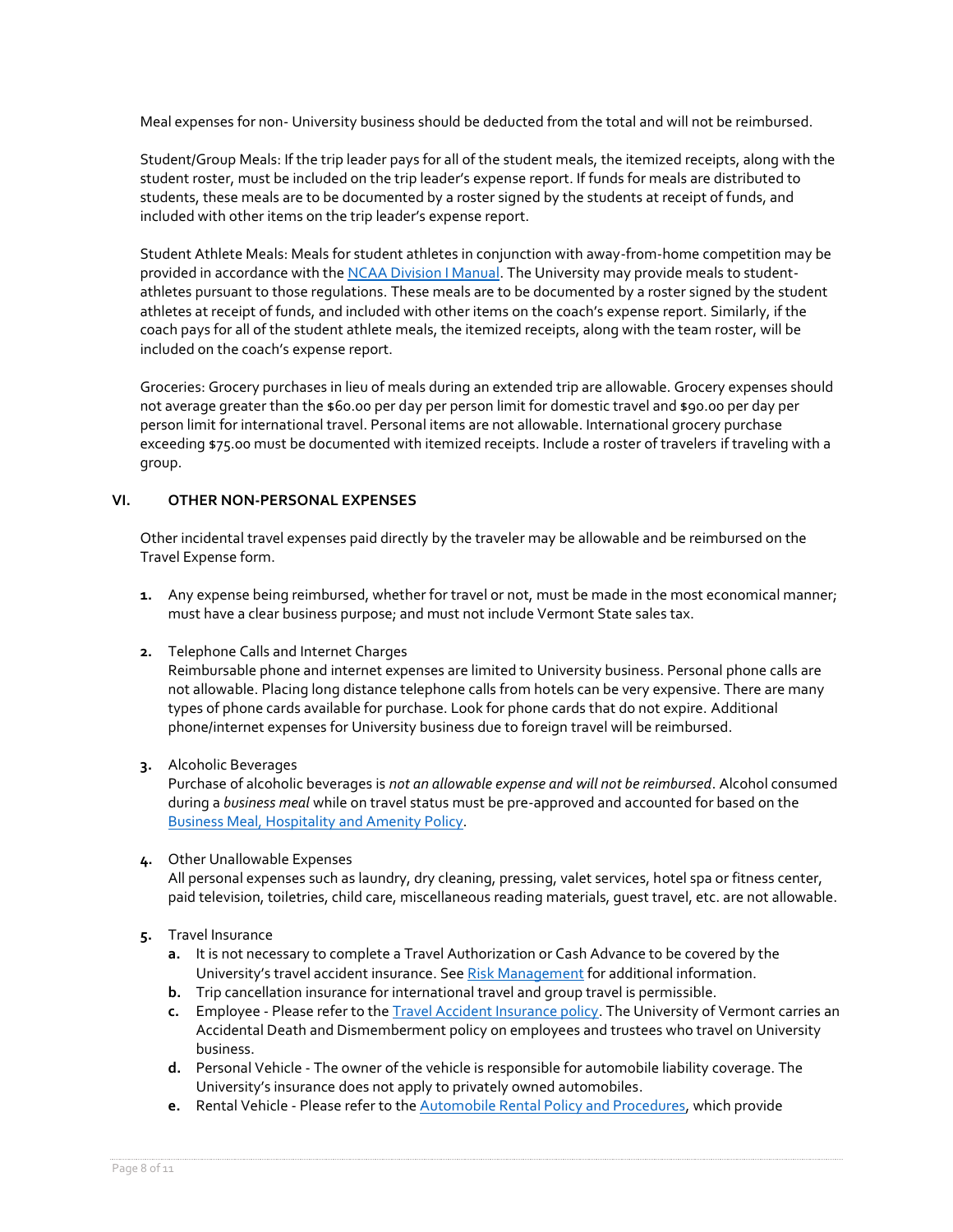Meal expenses for non- University business should be deducted from the total and will not be reimbursed.

Student/Group Meals: If the trip leader pays for all of the student meals, the itemized receipts, along with the student roster, must be included on the trip leader's expense report. If funds for meals are distributed to students, these meals are to be documented by a roster signed by the students at receipt of funds, and included with other items on the trip leader's expense report.

Student Athlete Meals: Meals for student athletes in conjunction with away-from-home competition may be provided in accordance with the NCAA Division I Manual. The University may provide meals to student-athletes pursuant to those regulations. These meals are to be documented by a roster signed by the student athletes at receipt of funds, and included with other items on the coach's expense report. Similarly, if the coach pays for all of the student athlete meals, the itemized receipts, along with the team roster, will be included on the coach's expense report.

Groceries: Grocery purchases in lieu of meals during an extended trip are allowable. Grocery expenses should not average greater than the $60.00 per day per person limit for domestic travel and $90.00 per day per person limit for international travel. Personal items are not allowable. International grocery purchase exceeding $75.00 must be documented with itemized receipts. Include a roster of travelers if traveling with a group.

## VI. OTHER NON-PERSONAL EXPENSES

Other incidental travel expenses paid directly by the traveler may be allowable and be reimbursed on the Travel Expense form.

1. Any expense being reimbursed, whether for travel or not, must be made in the most economical manner; must have a clear business purpose; and must not include Vermont State sales tax.

2. Telephone Calls and Internet Charges
   Reimbursable phone and internet expenses are limited to University business. Personal phone calls are not allowable. Placing long distance telephone calls from hotels can be very expensive. There are many types of phone cards available for purchase. Look for phone cards that do not expire. Additional phone/internet expenses for University business due to foreign travel will be reimbursed.

3. Alcoholic Beverages
   Purchase of alcoholic beverages is *not an allowable expense and will not be reimbursed*. Alcohol consumed during a *business meal* while on travel status must be pre-approved and accounted for based on the Business Meal, Hospitality and Amenity Policy.

4. Other Unallowable Expenses
   All personal expenses such as laundry, dry cleaning, pressing, valet services, hotel spa or fitness center, paid television, toiletries, child care, miscellaneous reading materials, guest travel, etc. are not allowable.

5. Travel Insurance
   a. It is not necessary to complete a Travel Authorization or Cash Advance to be covered by the University's travel accident insurance. See Risk Management for additional information.
   b. Trip cancellation insurance for international travel and group travel is permissible.
   c. Employee - Please refer to the Travel Accident Insurance policy. The University of Vermont carries an Accidental Death and Dismemberment policy on employees and trustees who travel on University business.
   d. Personal Vehicle - The owner of the vehicle is responsible for automobile liability coverage. The University's insurance does not apply to privately owned automobiles.
   e. Rental Vehicle - Please refer to the Automobile Rental Policy and Procedures, which provide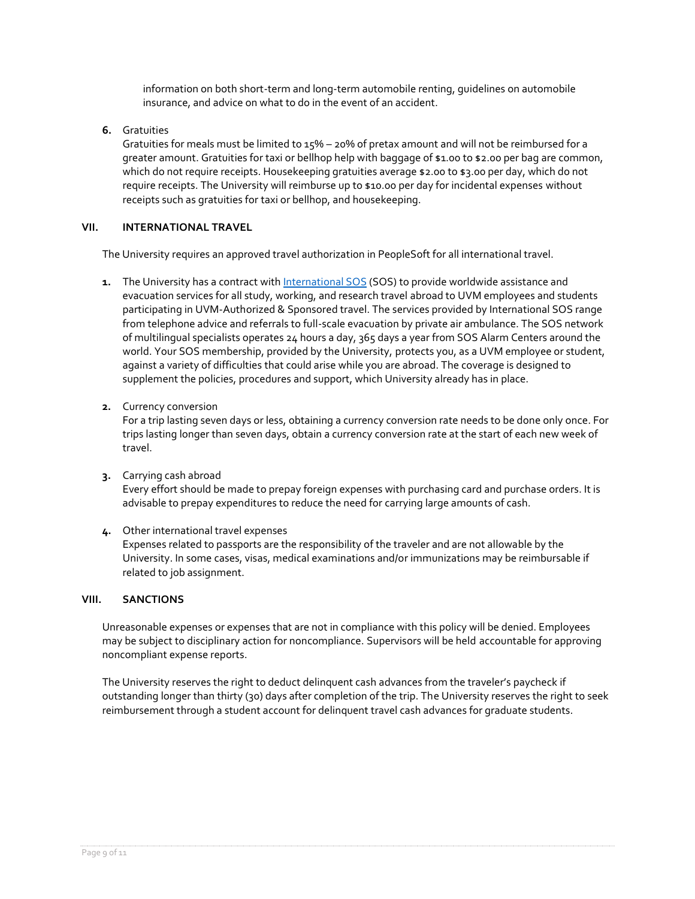information on both short-term and long-term automobile renting, guidelines on automobile insurance, and advice on what to do in the event of an accident.

6. Gratuities
   Gratuities for meals must be limited to 15% – 20% of pretax amount and will not be reimbursed for a greater amount. Gratuities for taxi or bellhop help with baggage of $1.00 to $2.00 per bag are common, which do not require receipts. Housekeeping gratuities average $2.00 to $3.00 per day, which do not require receipts. The University will reimburse up to $10.00 per day for incidental expenses without receipts such as gratuities for taxi or bellhop, and housekeeping.

## VII. INTERNATIONAL TRAVEL

The University requires an approved travel authorization in PeopleSoft for all international travel.

1. The University has a contract with International SOS (SOS) to provide worldwide assistance and evacuation services for all study, working, and research travel abroad to UVM employees and students participating in UVM-Authorized & Sponsored travel. The services provided by International SOS range from telephone advice and referrals to full-scale evacuation by private air ambulance. The SOS network of multilingual specialists operates 24 hours a day, 365 days a year from SOS Alarm Centers around the world. Your SOS membership, provided by the University, protects you, as a UVM employee or student, against a variety of difficulties that could arise while you are abroad. The coverage is designed to supplement the policies, procedures and support, which University already has in place.

2. Currency conversion
   For a trip lasting seven days or less, obtaining a currency conversion rate needs to be done only once. For trips lasting longer than seven days, obtain a currency conversion rate at the start of each new week of travel.

3. Carrying cash abroad
   Every effort should be made to prepay foreign expenses with purchasing card and purchase orders. It is advisable to prepay expenditures to reduce the need for carrying large amounts of cash.

4. Other international travel expenses
   Expenses related to passports are the responsibility of the traveler and are not allowable by the University. In some cases, visas, medical examinations and/or immunizations may be reimbursable if related to job assignment.

## VIII. SANCTIONS

Unreasonable expenses or expenses that are not in compliance with this policy will be denied. Employees may be subject to disciplinary action for noncompliance. Supervisors will be held accountable for approving noncompliant expense reports.

The University reserves the right to deduct delinquent cash advances from the traveler's paycheck if outstanding longer than thirty (30) days after completion of the trip. The University reserves the right to seek reimbursement through a student account for delinquent travel cash advances for graduate students.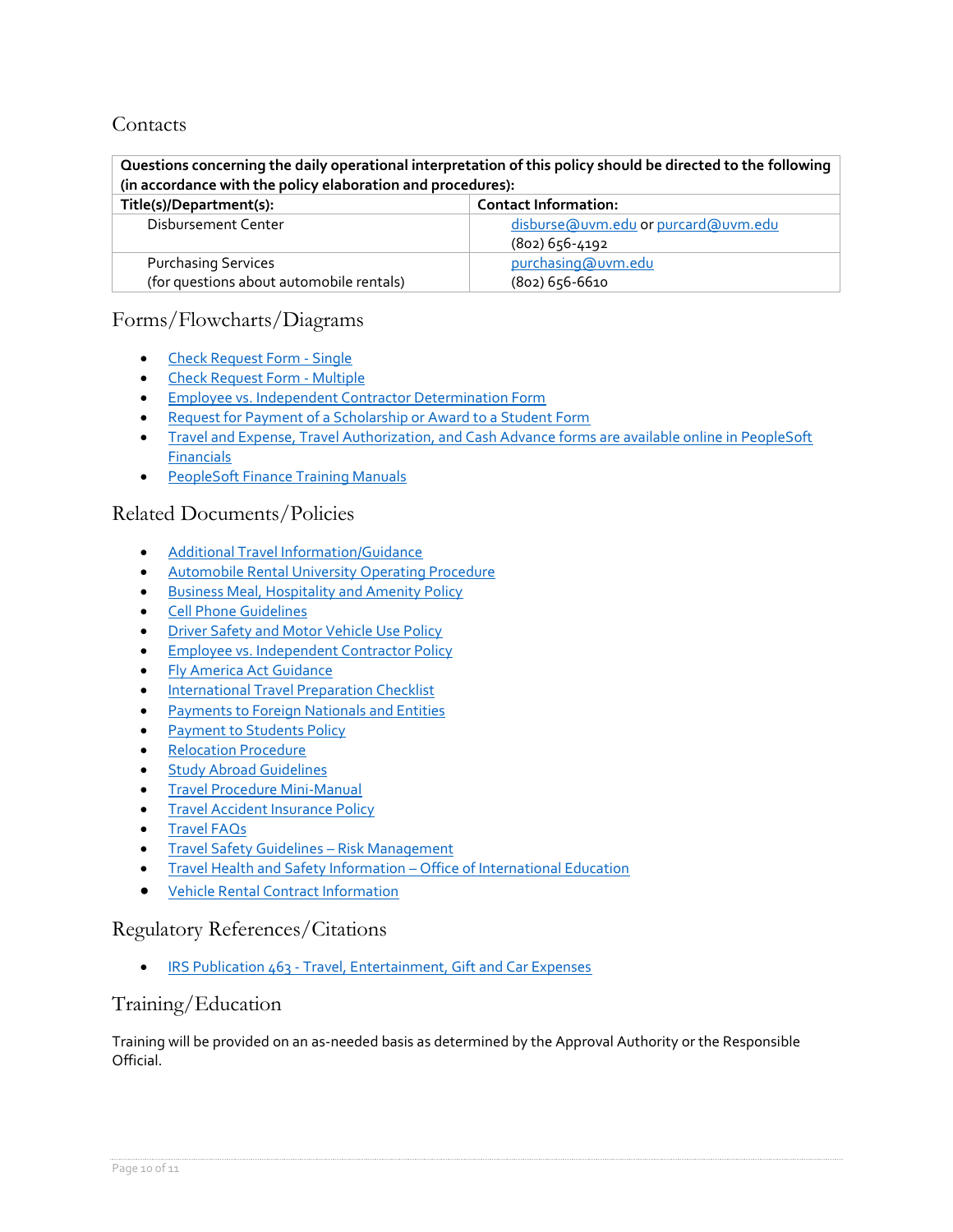## Contacts

| Questions concerning the daily operational interpretation of this policy should be directed to the following (in accordance with the policy elaboration and procedures): | |
|---|---|
| **Title(s)/Department(s):** | **Contact Information:** |
| Disbursement Center | disburse@uvm.edu or purcard@uvm.edu<br>(802) 656-4192 |
| Purchasing Services<br>(for questions about automobile rentals) | purchasing@uvm.edu<br>(802) 656-6610 |

## Forms/Flowcharts/Diagrams

- Check Request Form - Single
- Check Request Form - Multiple
- Employee vs. Independent Contractor Determination Form
- Request for Payment of a Scholarship or Award to a Student Form
- Travel and Expense, Travel Authorization, and Cash Advance forms are available online in PeopleSoft Financials
- PeopleSoft Finance Training Manuals

## Related Documents/Policies

- Additional Travel Information/Guidance
- Automobile Rental University Operating Procedure
- Business Meal, Hospitality and Amenity Policy
- Cell Phone Guidelines
- Driver Safety and Motor Vehicle Use Policy
- Employee vs. Independent Contractor Policy
- Fly America Act Guidance
- International Travel Preparation Checklist
- Payments to Foreign Nationals and Entities
- Payment to Students Policy
- Relocation Procedure
- Study Abroad Guidelines
- Travel Procedure Mini-Manual
- Travel Accident Insurance Policy
- Travel FAQs
- Travel Safety Guidelines – Risk Management
- Travel Health and Safety Information – Office of International Education
- Vehicle Rental Contract Information

## Regulatory References/Citations

- IRS Publication 463 - Travel, Entertainment, Gift and Car Expenses

## Training/Education

Training will be provided on an as-needed basis as determined by the Approval Authority or the Responsible Official.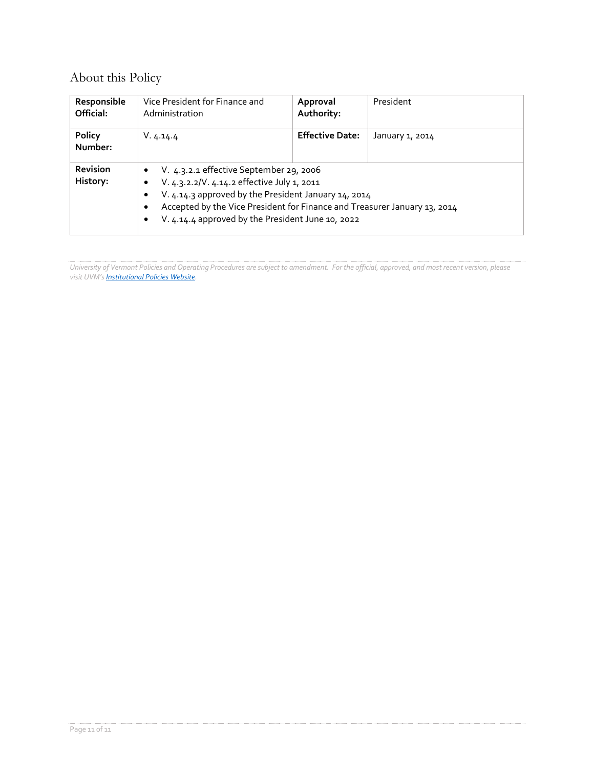## About this Policy

| | | | |
|---|---|---|---|
| **Responsible Official:** | Vice President for Finance and Administration | **Approval Authority:** | President |
| **Policy Number:** | V. 4.14.4 | **Effective Date:** | January 1, 2014 |
| **Revision History:** | • V. 4.3.2.1 effective September 29, 2006<br>• V. 4.3.2.2/V. 4.14.2 effective July 1, 2011<br>• V. 4.14.3 approved by the President January 14, 2014<br>• Accepted by the Vice President for Finance and Treasurer January 13, 2014<br>• V. 4.14.4 approved by the President June 10, 2022 | | |

*University of Vermont Policies and Operating Procedures are subject to amendment. For the official, approved, and most recent version, please visit UVM's **Institutional Policies Website**.*